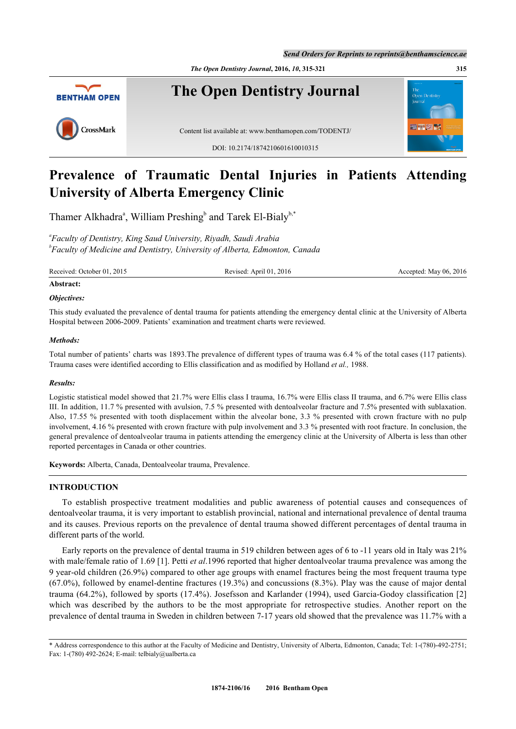# Prevalence of Traumatic Dental Injuries in Patients Attending University of Alberta Emergency Clinic

Thamer Alkhadra[a], William Preshing[b] and Tarek El-Bialy[b,*]

[a]*Faculty of Dentistry, King Saud University, Riyadh, Saudi Arabia*
[b]*Faculty of Medicine and Dentistry, University of Alberta, Edmonton, Canada*

Received: October 01, 2015 Revised: April 01, 2016 Accepted: May 06, 2016

**Abstract:**

***Objectives:***

This study evaluated the prevalence of dental trauma for patients attending the emergency dental clinic at the University of Alberta Hospital between 2006-2009. Patients' examination and treatment charts were reviewed.

***Methods:***

Total number of patients' charts was 1893.The prevalence of different types of trauma was 6.4 % of the total cases (117 patients). Trauma cases were identified according to Ellis classification and as modified by Holland *et al.,* 1988.

***Results:***

Logistic statistical model showed that 21.7% were Ellis class I trauma, 16.7% were Ellis class II trauma, and 6.7% were Ellis class III. In addition, 11.7 % presented with avulsion, 7.5 % presented with dentoalveolar fracture and 7.5% presented with sublaxation. Also, 17.55 % presented with tooth displacement within the alveolar bone, 3.3 % presented with crown fracture with no pulp involvement, 4.16 % presented with crown fracture with pulp involvement and 3.3 % presented with root fracture. In conclusion, the general prevalence of dentoalveolar trauma in patients attending the emergency clinic at the University of Alberta is less than other reported percentages in Canada or other countries.

**Keywords:** Alberta, Canada, Dentoalveolar trauma, Prevalence.

## INTRODUCTION

To establish prospective treatment modalities and public awareness of potential causes and consequences of dentoalveolar trauma, it is very important to establish provincial, national and international prevalence of dental trauma and its causes. Previous reports on the prevalence of dental trauma showed different percentages of dental trauma in different parts of the world.

Early reports on the prevalence of dental trauma in 519 children between ages of 6 to -11 years old in Italy was 21% with male/female ratio of 1.69 [1]. Petti *et al.*1996 reported that higher dentoalveolar trauma prevalence was among the 9 year-old children (26.9%) compared to other age groups with enamel fractures being the most frequent trauma type (67.0%), followed by enamel-dentine fractures (19.3%) and concussions (8.3%). Play was the cause of major dental trauma (64.2%), followed by sports (17.4%). Josefsson and Karlander (1994), used Garcia-Godoy classification [2] which was described by the authors to be the most appropriate for retrospective studies. Another report on the prevalence of dental trauma in Sweden in children between 7-17 years old showed that the prevalence was 11.7% with a

* Address correspondence to this author at the Faculty of Medicine and Dentistry, University of Alberta, Edmonton, Canada; Tel: 1-(780)-492-2751; Fax: 1-(780) 492-2624; E-mail: telbialy@ualberta.ca

1874-2106/16 2016 Bentham Open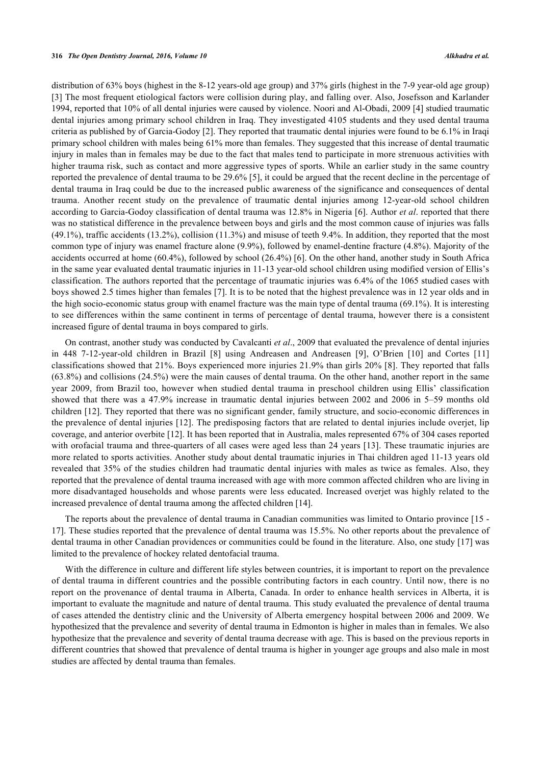distribution of 63% boys (highest in the 8-12 years-old age group) and 37% girls (highest in the 7-9 year-old age group) [3] The most frequent etiological factors were collision during play, and falling over. Also, Josefsson and Karlander 1994, reported that 10% of all dental injuries were caused by violence. Noori and Al-Obadi, 2009 [4] studied traumatic dental injuries among primary school children in Iraq. They investigated 4105 students and they used dental trauma criteria as published by of Garcia-Godoy [2]. They reported that traumatic dental injuries were found to be 6.1% in Iraqi primary school children with males being 61% more than females. They suggested that this increase of dental traumatic injury in males than in females may be due to the fact that males tend to participate in more strenuous activities with higher trauma risk, such as contact and more aggressive types of sports. While an earlier study in the same country reported the prevalence of dental trauma to be 29.6% [5], it could be argued that the recent decline in the percentage of dental trauma in Iraq could be due to the increased public awareness of the significance and consequences of dental trauma. Another recent study on the prevalence of traumatic dental injuries among 12-year-old school children according to Garcia-Godoy classification of dental trauma was 12.8% in Nigeria [6]. Author *et al*. reported that there was no statistical difference in the prevalence between boys and girls and the most common cause of injuries was falls (49.1%), traffic accidents (13.2%), collision (11.3%) and misuse of teeth 9.4%. In addition, they reported that the most common type of injury was enamel fracture alone (9.9%), followed by enamel-dentine fracture (4.8%). Majority of the accidents occurred at home (60.4%), followed by school (26.4%) [6]. On the other hand, another study in South Africa in the same year evaluated dental traumatic injuries in 11-13 year-old school children using modified version of Ellis's classification. The authors reported that the percentage of traumatic injuries was 6.4% of the 1065 studied cases with boys showed 2.5 times higher than females [7]. It is to be noted that the highest prevalence was in 12 year olds and in the high socio-economic status group with enamel fracture was the main type of dental trauma (69.1%). It is interesting to see differences within the same continent in terms of percentage of dental trauma, however there is a consistent increased figure of dental trauma in boys compared to girls.

On contrast, another study was conducted by Cavalcanti *et al*., 2009 that evaluated the prevalence of dental injuries in 448 7-12-year-old children in Brazil [8] using Andreasen and Andreasen [9], O'Brien [10] and Cortes [11] classifications showed that 21%. Boys experienced more injuries 21.9% than girls 20% [8]. They reported that falls (63.8%) and collisions (24.5%) were the main causes of dental trauma. On the other hand, another report in the same year 2009, from Brazil too, however when studied dental trauma in preschool children using Ellis' classification showed that there was a 47.9% increase in traumatic dental injuries between 2002 and 2006 in 5–59 months old children [12]. They reported that there was no significant gender, family structure, and socio-economic differences in the prevalence of dental injuries [12]. The predisposing factors that are related to dental injuries include overjet, lip coverage, and anterior overbite [12]. It has been reported that in Australia, males represented 67% of 304 cases reported with orofacial trauma and three-quarters of all cases were aged less than 24 years [13]. These traumatic injuries are more related to sports activities. Another study about dental traumatic injuries in Thai children aged 11-13 years old revealed that 35% of the studies children had traumatic dental injuries with males as twice as females. Also, they reported that the prevalence of dental trauma increased with age with more common affected children who are living in more disadvantaged households and whose parents were less educated. Increased overjet was highly related to the increased prevalence of dental trauma among the affected children [14].

The reports about the prevalence of dental trauma in Canadian communities was limited to Ontario province [15 - 17]. These studies reported that the prevalence of dental trauma was 15.5%. No other reports about the prevalence of dental trauma in other Canadian providences or communities could be found in the literature. Also, one study [17] was limited to the prevalence of hockey related dentofacial trauma.

With the difference in culture and different life styles between countries, it is important to report on the prevalence of dental trauma in different countries and the possible contributing factors in each country. Until now, there is no report on the provenance of dental trauma in Alberta, Canada. In order to enhance health services in Alberta, it is important to evaluate the magnitude and nature of dental trauma. This study evaluated the prevalence of dental trauma of cases attended the dentistry clinic and the University of Alberta emergency hospital between 2006 and 2009. We hypothesized that the prevalence and severity of dental trauma in Edmonton is higher in males than in females. We also hypothesize that the prevalence and severity of dental trauma decrease with age. This is based on the previous reports in different countries that showed that prevalence of dental trauma is higher in younger age groups and also male in most studies are affected by dental trauma than females.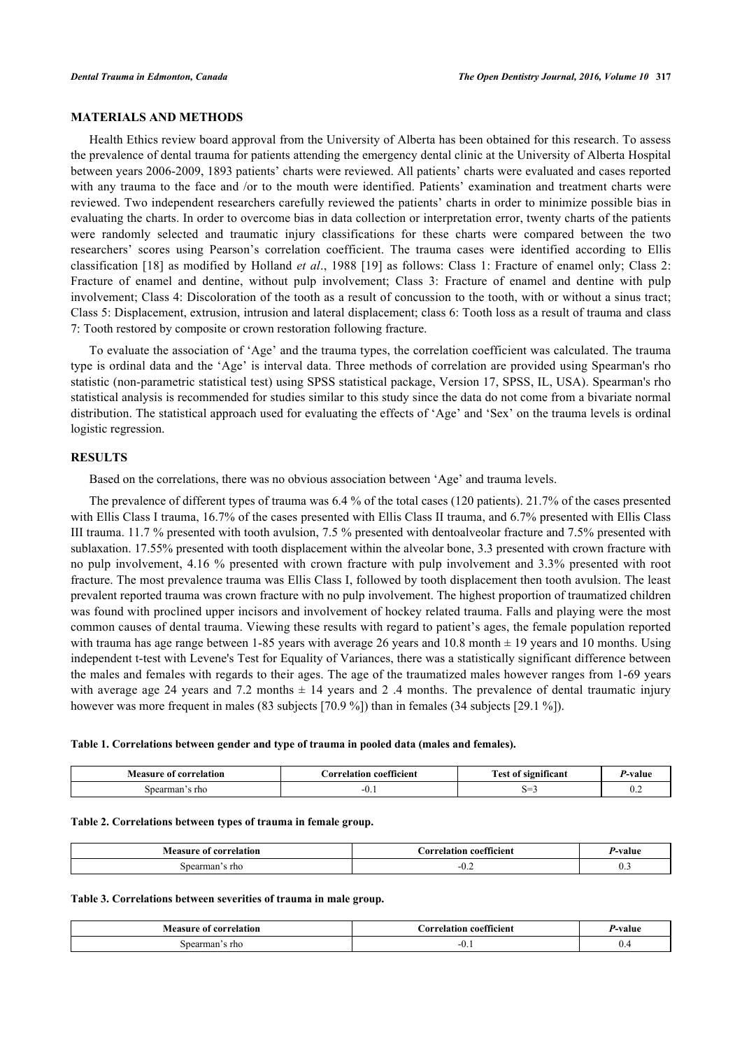## MATERIALS AND METHODS

Health Ethics review board approval from the University of Alberta has been obtained for this research. To assess the prevalence of dental trauma for patients attending the emergency dental clinic at the University of Alberta Hospital between years 2006-2009, 1893 patients' charts were reviewed. All patients' charts were evaluated and cases reported with any trauma to the face and /or to the mouth were identified. Patients' examination and treatment charts were reviewed. Two independent researchers carefully reviewed the patients' charts in order to minimize possible bias in evaluating the charts. In order to overcome bias in data collection or interpretation error, twenty charts of the patients were randomly selected and traumatic injury classifications for these charts were compared between the two researchers' scores using Pearson's correlation coefficient. The trauma cases were identified according to Ellis classification [18] as modified by Holland *et al*., 1988 [19] as follows: Class 1: Fracture of enamel only; Class 2: Fracture of enamel and dentine, without pulp involvement; Class 3: Fracture of enamel and dentine with pulp involvement; Class 4: Discoloration of the tooth as a result of concussion to the tooth, with or without a sinus tract; Class 5: Displacement, extrusion, intrusion and lateral displacement; class 6: Tooth loss as a result of trauma and class 7: Tooth restored by composite or crown restoration following fracture.

To evaluate the association of 'Age' and the trauma types, the correlation coefficient was calculated. The trauma type is ordinal data and the 'Age' is interval data. Three methods of correlation are provided using Spearman's rho statistic (non-parametric statistical test) using SPSS statistical package, Version 17, SPSS, IL, USA). Spearman's rho statistical analysis is recommended for studies similar to this study since the data do not come from a bivariate normal distribution. The statistical approach used for evaluating the effects of 'Age' and 'Sex' on the trauma levels is ordinal logistic regression.

## RESULTS

Based on the correlations, there was no obvious association between 'Age' and trauma levels.

The prevalence of different types of trauma was 6.4 % of the total cases (120 patients). 21.7% of the cases presented with Ellis Class I trauma, 16.7% of the cases presented with Ellis Class II trauma, and 6.7% presented with Ellis Class III trauma. 11.7 % presented with tooth avulsion, 7.5 % presented with dentoalveolar fracture and 7.5% presented with sublaxation. 17.55% presented with tooth displacement within the alveolar bone, 3.3 presented with crown fracture with no pulp involvement, 4.16 % presented with crown fracture with pulp involvement and 3.3% presented with root fracture. The most prevalence trauma was Ellis Class I, followed by tooth displacement then tooth avulsion. The least prevalent reported trauma was crown fracture with no pulp involvement. The highest proportion of traumatized children was found with proclined upper incisors and involvement of hockey related trauma. Falls and playing were the most common causes of dental trauma. Viewing these results with regard to patient's ages, the female population reported with trauma has age range between 1-85 years with average 26 years and 10.8 month ± 19 years and 10 months. Using independent t-test with Levene's Test for Equality of Variances, there was a statistically significant difference between the males and females with regards to their ages. The age of the traumatized males however ranges from 1-69 years with average age 24 years and 7.2 months ± 14 years and 2 .4 months. The prevalence of dental traumatic injury however was more frequent in males (83 subjects [70.9 %]) than in females (34 subjects [29.1 %]).

**Table 1. Correlations between gender and type of trauma in pooled data (males and females).**

| Measure of correlation | Correlation coefficient | Test of significant | *P*-value |
|---|---|---|---|
| Spearman's rho | -0.1 | S=3 | 0.2 |

**Table 2. Correlations between types of trauma in female group.**

| Measure of correlation | Correlation coefficient | *P*-value |
|---|---|---|
| Spearman's rho | -0.2 | 0.3 |

**Table 3. Correlations between severities of trauma in male group.**

| Measure of correlation | Correlation coefficient | *P*-value |
|---|---|---|
| Spearman's rho | -0.1 | 0.4 |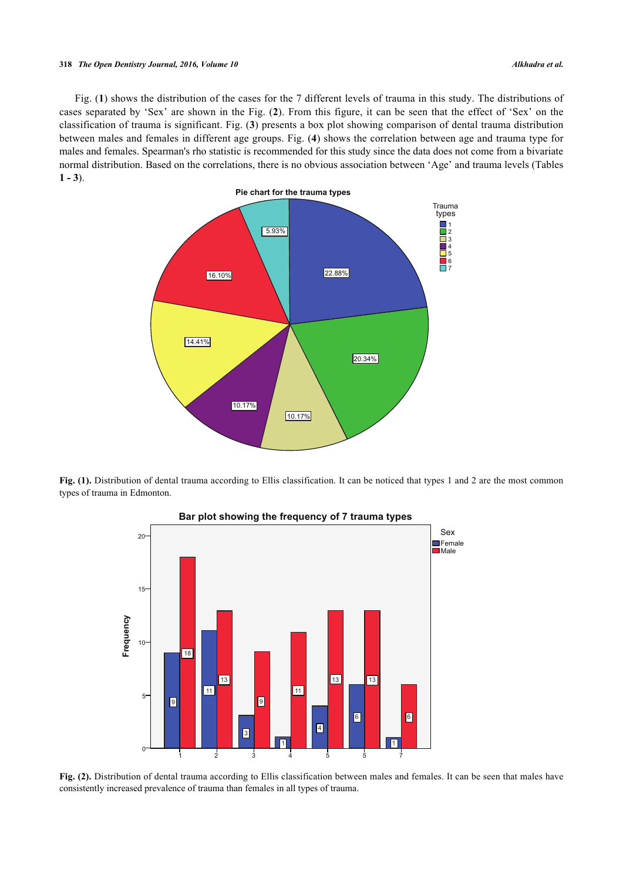Fig. (**1**) shows the distribution of the cases for the 7 different levels of trauma in this study. The distributions of cases separated by 'Sex' are shown in the Fig. (**2**). From this figure, it can be seen that the effect of 'Sex' on the classification of trauma is significant. Fig. (**3**) presents a box plot showing comparison of dental trauma distribution between males and females in different age groups. Fig. (**4**) shows the correlation between age and trauma type for males and females. Spearman's rho statistic is recommended for this study since the data does not come from a bivariate normal distribution. Based on the correlations, there is no obvious association between 'Age' and trauma levels (Tables **1 - 3**).

**Fig. (1).** Distribution of dental trauma according to Ellis classification. It can be noticed that types 1 and 2 are the most common types of trauma in Edmonton.

**Fig. (2).** Distribution of dental trauma according to Ellis classification between males and females. It can be seen that males have consistently increased prevalence of trauma than females in all types of trauma.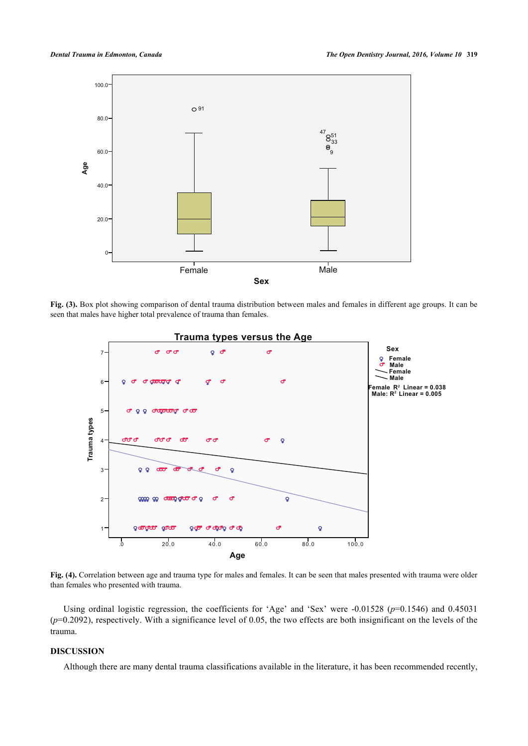**Fig. (3).** Box plot showing comparison of dental trauma distribution between males and females in different age groups. It can be seen that males have higher total prevalence of trauma than females.

**Fig. (4).** Correlation between age and trauma type for males and females. It can be seen that males presented with trauma were older than females who presented with trauma.

Using ordinal logistic regression, the coefficients for 'Age' and 'Sex' were -0.01528 ($p$=0.1546) and 0.45031 ($p$=0.2092), respectively. With a significance level of 0.05, the two effects are both insignificant on the levels of the trauma.

## DISCUSSION

Although there are many dental trauma classifications available in the literature, it has been recommended recently,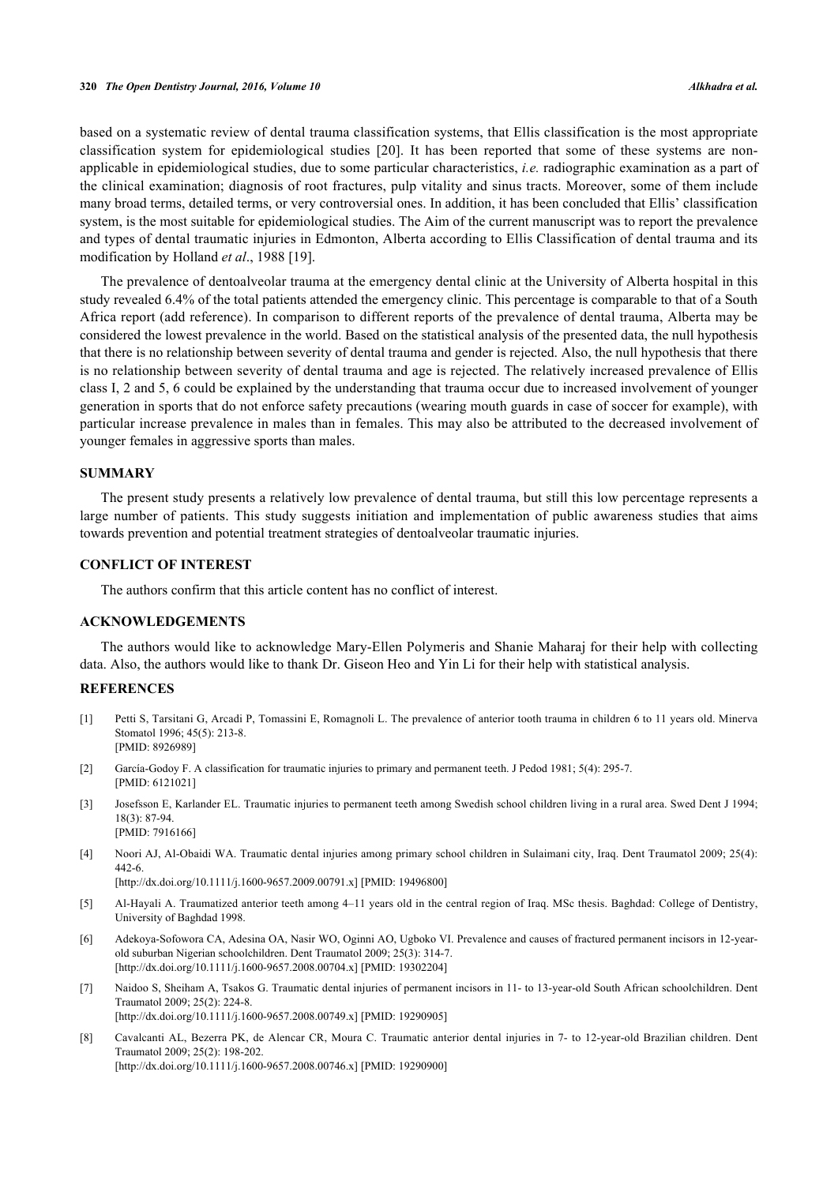based on a systematic review of dental trauma classification systems, that Ellis classification is the most appropriate classification system for epidemiological studies [20]. It has been reported that some of these systems are non-applicable in epidemiological studies, due to some particular characteristics, *i.e.* radiographic examination as a part of the clinical examination; diagnosis of root fractures, pulp vitality and sinus tracts. Moreover, some of them include many broad terms, detailed terms, or very controversial ones. In addition, it has been concluded that Ellis' classification system, is the most suitable for epidemiological studies. The Aim of the current manuscript was to report the prevalence and types of dental traumatic injuries in Edmonton, Alberta according to Ellis Classification of dental trauma and its modification by Holland *et al*., 1988 [19].

The prevalence of dentoalveolar trauma at the emergency dental clinic at the University of Alberta hospital in this study revealed 6.4% of the total patients attended the emergency clinic. This percentage is comparable to that of a South Africa report (add reference). In comparison to different reports of the prevalence of dental trauma, Alberta may be considered the lowest prevalence in the world. Based on the statistical analysis of the presented data, the null hypothesis that there is no relationship between severity of dental trauma and gender is rejected. Also, the null hypothesis that there is no relationship between severity of dental trauma and age is rejected. The relatively increased prevalence of Ellis class I, 2 and 5, 6 could be explained by the understanding that trauma occur due to increased involvement of younger generation in sports that do not enforce safety precautions (wearing mouth guards in case of soccer for example), with particular increase prevalence in males than in females. This may also be attributed to the decreased involvement of younger females in aggressive sports than males.

## SUMMARY

The present study presents a relatively low prevalence of dental trauma, but still this low percentage represents a large number of patients. This study suggests initiation and implementation of public awareness studies that aims towards prevention and potential treatment strategies of dentoalveolar traumatic injuries.

## CONFLICT OF INTEREST

The authors confirm that this article content has no conflict of interest.

## ACKNOWLEDGEMENTS

The authors would like to acknowledge Mary-Ellen Polymeris and Shanie Maharaj for their help with collecting data. Also, the authors would like to thank Dr. Giseon Heo and Yin Li for their help with statistical analysis.

## REFERENCES

[1] Petti S, Tarsitani G, Arcadi P, Tomassini E, Romagnoli L. The prevalence of anterior tooth trauma in children 6 to 11 years old. Minerva Stomatol 1996; 45(5): 213-8.
[PMID: 8926989]

[2] García-Godoy F. A classification for traumatic injuries to primary and permanent teeth. J Pedod 1981; 5(4): 295-7.
[PMID: 6121021]

[3] Josefsson E, Karlander EL. Traumatic injuries to permanent teeth among Swedish school children living in a rural area. Swed Dent J 1994; 18(3): 87-94.
[PMID: 7916166]

[4] Noori AJ, Al-Obaidi WA. Traumatic dental injuries among primary school children in Sulaimani city, Iraq. Dent Traumatol 2009; 25(4): 442-6.
[http://dx.doi.org/10.1111/j.1600-9657.2009.00791.x] [PMID: 19496800]

[5] Al-Hayali A. Traumatized anterior teeth among 4–11 years old in the central region of Iraq. MSc thesis. Baghdad: College of Dentistry, University of Baghdad 1998.

[6] Adekoya-Sofowora CA, Adesina OA, Nasir WO, Oginni AO, Ugboko VI. Prevalence and causes of fractured permanent incisors in 12-year-old suburban Nigerian schoolchildren. Dent Traumatol 2009; 25(3): 314-7.
[http://dx.doi.org/10.1111/j.1600-9657.2008.00704.x] [PMID: 19302204]

[7] Naidoo S, Sheiham A, Tsakos G. Traumatic dental injuries of permanent incisors in 11- to 13-year-old South African schoolchildren. Dent Traumatol 2009; 25(2): 224-8.
[http://dx.doi.org/10.1111/j.1600-9657.2008.00749.x] [PMID: 19290905]

[8] Cavalcanti AL, Bezerra PK, de Alencar CR, Moura C. Traumatic anterior dental injuries in 7- to 12-year-old Brazilian children. Dent Traumatol 2009; 25(2): 198-202.
[http://dx.doi.org/10.1111/j.1600-9657.2008.00746.x] [PMID: 19290900]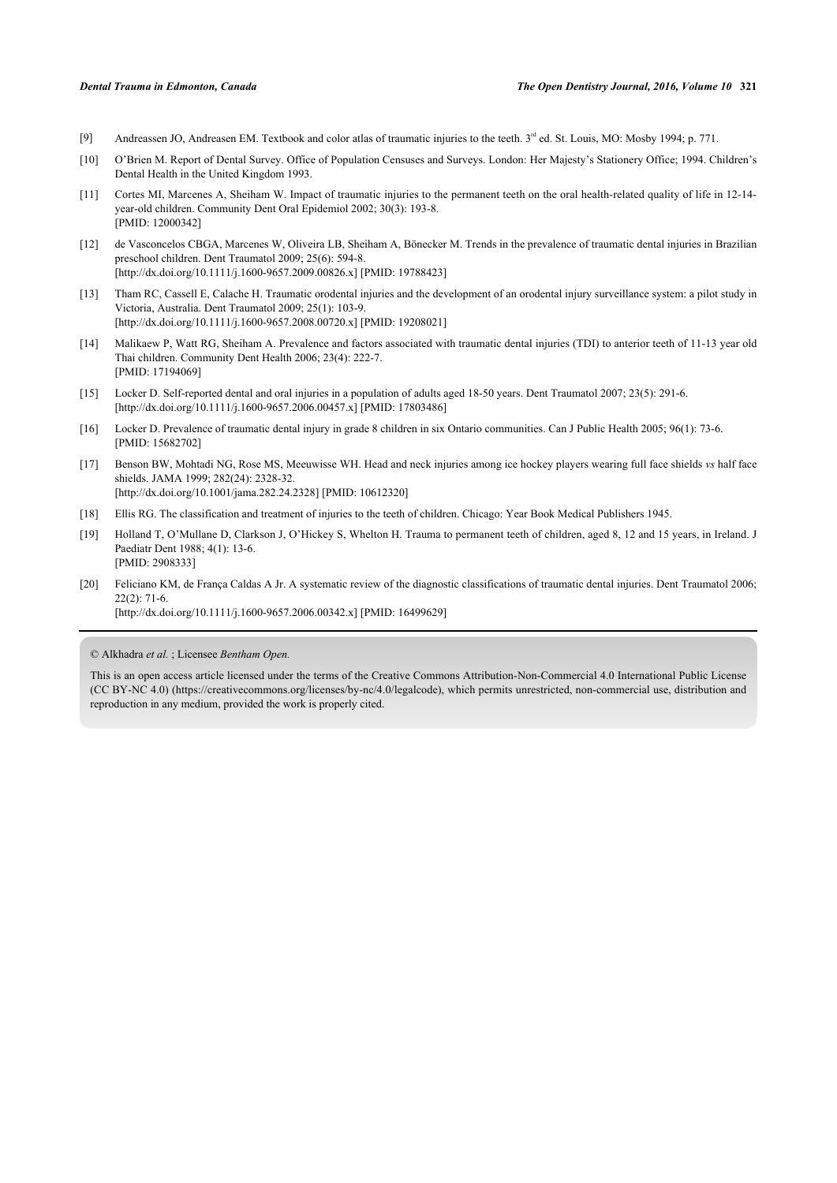[9] Andreassen JO, Andreasen EM. Textbook and color atlas of traumatic injuries to the teeth. 3rd ed. St. Louis, MO: Mosby 1994; p. 771.

[10] O'Brien M. Report of Dental Survey. Office of Population Censuses and Surveys. London: Her Majesty's Stationery Office; 1994. Children's Dental Health in the United Kingdom 1993.

[11] Cortes MI, Marcenes A, Sheiham W. Impact of traumatic injuries to the permanent teeth on the oral health-related quality of life in 12-14-year-old children. Community Dent Oral Epidemiol 2002; 30(3): 193-8.
[PMID: 12000342]

[12] de Vasconcelos CBGA, Marcenes W, Oliveira LB, Sheiham A, Bönecker M. Trends in the prevalence of traumatic dental injuries in Brazilian preschool children. Dent Traumatol 2009; 25(6): 594-8.
[http://dx.doi.org/10.1111/j.1600-9657.2009.00826.x] [PMID: 19788423]

[13] Tham RC, Cassell E, Calache H. Traumatic orodental injuries and the development of an orodental injury surveillance system: a pilot study in Victoria, Australia. Dent Traumatol 2009; 25(1): 103-9.
[http://dx.doi.org/10.1111/j.1600-9657.2008.00720.x] [PMID: 19208021]

[14] Malikaew P, Watt RG, Sheiham A. Prevalence and factors associated with traumatic dental injuries (TDI) to anterior teeth of 11-13 year old Thai children. Community Dent Health 2006; 23(4): 222-7.
[PMID: 17194069]

[15] Locker D. Self-reported dental and oral injuries in a population of adults aged 18-50 years. Dent Traumatol 2007; 23(5): 291-6.
[http://dx.doi.org/10.1111/j.1600-9657.2006.00457.x] [PMID: 17803486]

[16] Locker D. Prevalence of traumatic dental injury in grade 8 children in six Ontario communities. Can J Public Health 2005; 96(1): 73-6.
[PMID: 15682702]

[17] Benson BW, Mohtadi NG, Rose MS, Meeuwisse WH. Head and neck injuries among ice hockey players wearing full face shields *vs* half face shields. JAMA 1999; 282(24): 2328-32.
[http://dx.doi.org/10.1001/jama.282.24.2328] [PMID: 10612320]

[18] Ellis RG. The classification and treatment of injuries to the teeth of children. Chicago: Year Book Medical Publishers 1945.

[19] Holland T, O'Mullane D, Clarkson J, O'Hickey S, Whelton H. Trauma to permanent teeth of children, aged 8, 12 and 15 years, in Ireland. J Paediatr Dent 1988; 4(1): 13-6.
[PMID: 2908333]

[20] Feliciano KM, de França Caldas A Jr. A systematic review of the diagnostic classifications of traumatic dental injuries. Dent Traumatol 2006; 22(2): 71-6.
[http://dx.doi.org/10.1111/j.1600-9657.2006.00342.x] [PMID: 16499629]

---

© Alkhadra *et al.* ; Licensee *Bentham Open.*

This is an open access article licensed under the terms of the Creative Commons Attribution-Non-Commercial 4.0 International Public License (CC BY-NC 4.0) (https://creativecommons.org/licenses/by-nc/4.0/legalcode), which permits unrestricted, non-commercial use, distribution and reproduction in any medium, provided the work is properly cited.